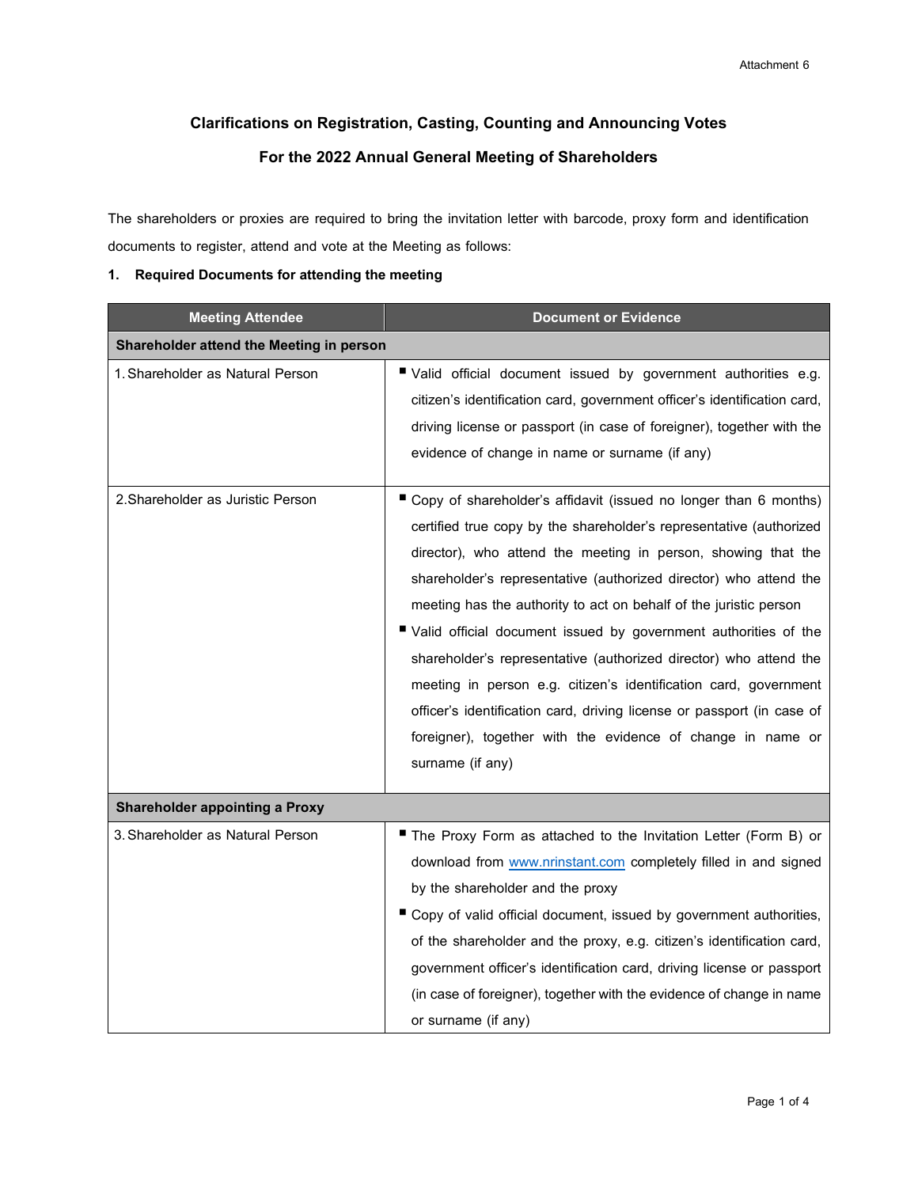Attachment 6

# Clarifications on Registration, Casting, Counting and Announcing Votes

## For the 2022 Annual General Meeting of Shareholders

The shareholders or proxies are required to bring the invitation letter with barcode, proxy form and identification documents to register, attend and vote at the Meeting as follows:

### 1. Required Documents for attending the meeting

| Meeting Attendee | Document or Evidence |
|---|---|
| **Shareholder attend the Meeting in person** | |
| 1. Shareholder as Natural Person | ▪ Valid official document issued by government authorities e.g. citizen's identification card, government officer's identification card, driving license or passport (in case of foreigner), together with the evidence of change in name or surname (if any) |
| 2. Shareholder as Juristic Person | ▪ Copy of shareholder's affidavit (issued no longer than 6 months) certified true copy by the shareholder's representative (authorized director), who attend the meeting in person, showing that the shareholder's representative (authorized director) who attend the meeting has the authority to act on behalf of the juristic person<br>▪ Valid official document issued by government authorities of the shareholder's representative (authorized director) who attend the meeting in person e.g. citizen's identification card, government officer's identification card, driving license or passport (in case of foreigner), together with the evidence of change in name or surname (if any) |
| **Shareholder appointing a Proxy** | |
| 3. Shareholder as Natural Person | ▪ The Proxy Form as attached to the Invitation Letter (Form B) or download from www.nrinstant.com completely filled in and signed by the shareholder and the proxy<br>▪ Copy of valid official document, issued by government authorities, of the shareholder and the proxy, e.g. citizen's identification card, government officer's identification card, driving license or passport (in case of foreigner), together with the evidence of change in name or surname (if any) |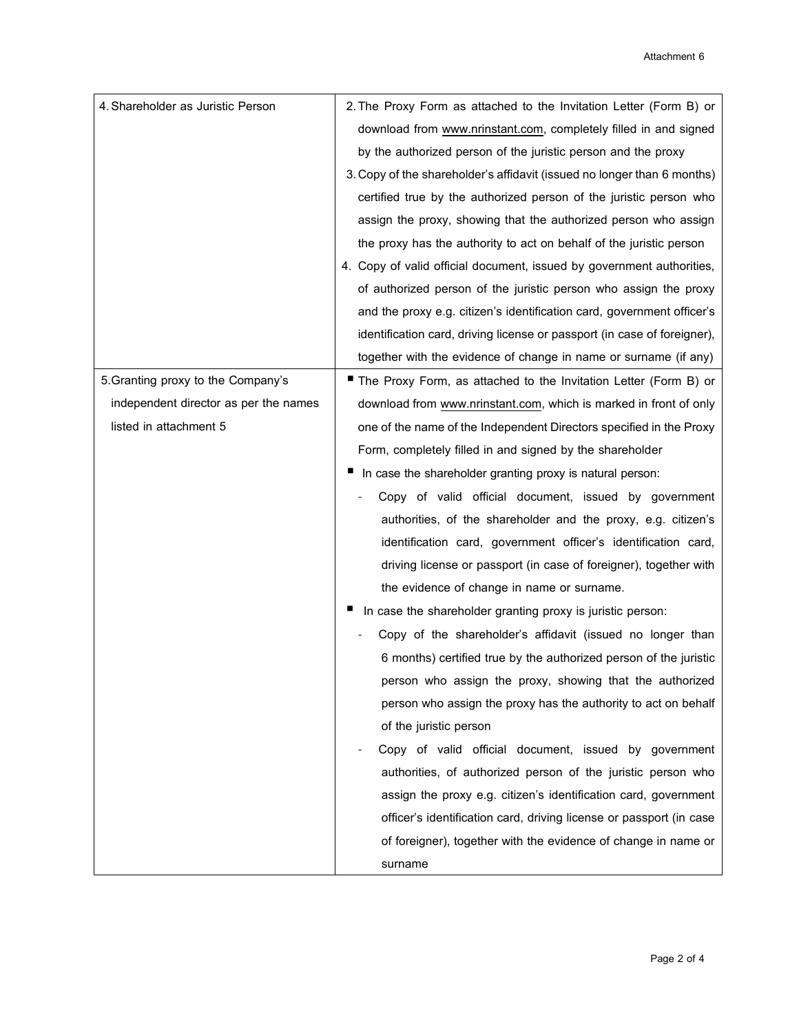| 4. Shareholder as Juristic Person | 2. The Proxy Form as attached to the Invitation Letter (Form B) or download from www.nrinstant.com, completely filled in and signed by the authorized person of the juristic person and the proxy<br>3. Copy of the shareholder's affidavit (issued no longer than 6 months) certified true by the authorized person of the juristic person who assign the proxy, showing that the authorized person who assign the proxy has the authority to act on behalf of the juristic person<br>4. Copy of valid official document, issued by government authorities, of authorized person of the juristic person who assign the proxy and the proxy e.g. citizen's identification card, government officer's identification card, driving license or passport (in case of foreigner), together with the evidence of change in name or surname (if any) |
|---|---|
| 5. Granting proxy to the Company's independent director as per the names listed in attachment 5 | ■ The Proxy Form, as attached to the Invitation Letter (Form B) or download from www.nrinstant.com, which is marked in front of only one of the name of the Independent Directors specified in the Proxy Form, completely filled in and signed by the shareholder<br>■ In case the shareholder granting proxy is natural person:<br>- Copy of valid official document, issued by government authorities, of the shareholder and the proxy, e.g. citizen's identification card, government officer's identification card, driving license or passport (in case of foreigner), together with the evidence of change in name or surname.<br>■ In case the shareholder granting proxy is juristic person:<br>- Copy of the shareholder's affidavit (issued no longer than 6 months) certified true by the authorized person of the juristic person who assign the proxy, showing that the authorized person who assign the proxy has the authority to act on behalf of the juristic person<br>- Copy of valid official document, issued by government authorities, of authorized person of the juristic person who assign the proxy e.g. citizen's identification card, government officer's identification card, driving license or passport (in case of foreigner), together with the evidence of change in name or surname |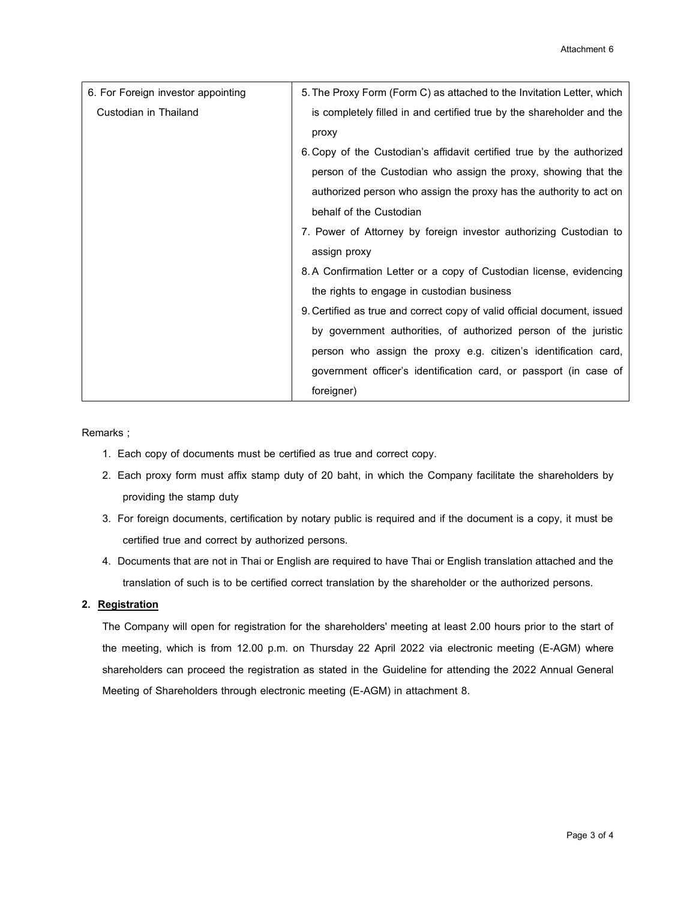| 6. For Foreign investor appointing Custodian in Thailand | 5. The Proxy Form (Form C) as attached to the Invitation Letter, which is completely filled in and certified true by the shareholder and the proxy<br>6. Copy of the Custodian's affidavit certified true by the authorized person of the Custodian who assign the proxy, showing that the authorized person who assign the proxy has the authority to act on behalf of the Custodian<br>7. Power of Attorney by foreign investor authorizing Custodian to assign proxy<br>8. A Confirmation Letter or a copy of Custodian license, evidencing the rights to engage in custodian business<br>9. Certified as true and correct copy of valid official document, issued by government authorities, of authorized person of the juristic person who assign the proxy e.g. citizen's identification card, government officer's identification card, or passport (in case of foreigner) |
|---|---|

Remarks ;

1. Each copy of documents must be certified as true and correct copy.
2. Each proxy form must affix stamp duty of 20 baht, in which the Company facilitate the shareholders by providing the stamp duty
3. For foreign documents, certification by notary public is required and if the document is a copy, it must be certified true and correct by authorized persons.
4. Documents that are not in Thai or English are required to have Thai or English translation attached and the translation of such is to be certified correct translation by the shareholder or the authorized persons.

**2. Registration**

The Company will open for registration for the shareholders' meeting at least 2.00 hours prior to the start of the meeting, which is from 12.00 p.m. on Thursday 22 April 2022 via electronic meeting (E-AGM) where shareholders can proceed the registration as stated in the Guideline for attending the 2022 Annual General Meeting of Shareholders through electronic meeting (E-AGM) in attachment 8.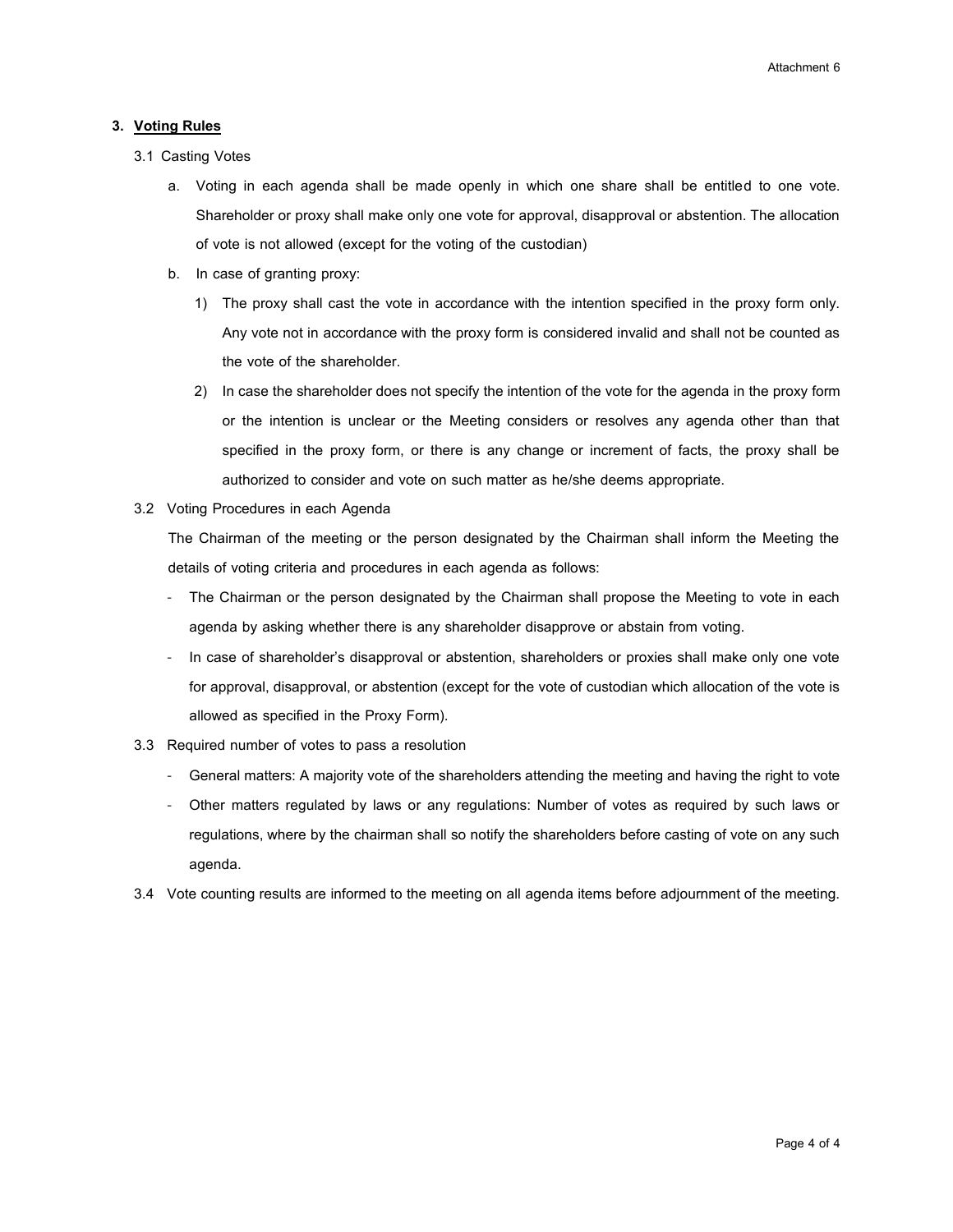## 3. Voting Rules

3.1 Casting Votes

a. Voting in each agenda shall be made openly in which one share shall be entitled to one vote. Shareholder or proxy shall make only one vote for approval, disapproval or abstention. The allocation of vote is not allowed (except for the voting of the custodian)

b. In case of granting proxy:

1) The proxy shall cast the vote in accordance with the intention specified in the proxy form only. Any vote not in accordance with the proxy form is considered invalid and shall not be counted as the vote of the shareholder.

2) In case the shareholder does not specify the intention of the vote for the agenda in the proxy form or the intention is unclear or the Meeting considers or resolves any agenda other than that specified in the proxy form, or there is any change or increment of facts, the proxy shall be authorized to consider and vote on such matter as he/she deems appropriate.

3.2 Voting Procedures in each Agenda

The Chairman of the meeting or the person designated by the Chairman shall inform the Meeting the details of voting criteria and procedures in each agenda as follows:

- The Chairman or the person designated by the Chairman shall propose the Meeting to vote in each agenda by asking whether there is any shareholder disapprove or abstain from voting.
- In case of shareholder's disapproval or abstention, shareholders or proxies shall make only one vote for approval, disapproval, or abstention (except for the vote of custodian which allocation of the vote is allowed as specified in the Proxy Form).

3.3 Required number of votes to pass a resolution

- General matters: A majority vote of the shareholders attending the meeting and having the right to vote
- Other matters regulated by laws or any regulations: Number of votes as required by such laws or regulations, where by the chairman shall so notify the shareholders before casting of vote on any such agenda.

3.4 Vote counting results are informed to the meeting on all agenda items before adjournment of the meeting.